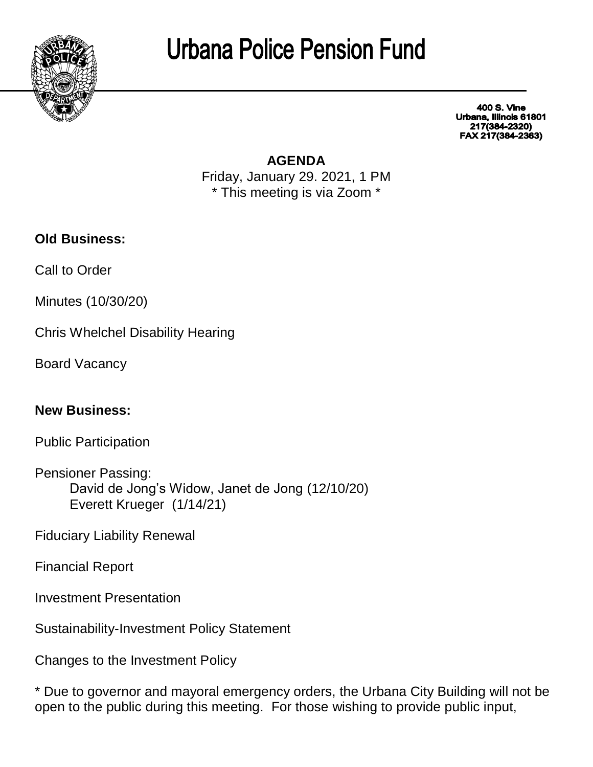# Urbana Police Pension Fund

400 S. Vine
Urbana, Illinois 61801
217(384-2320)
FAX 217(384-2363)

## AGENDA

Friday, January 29. 2021, 1 PM
* This meeting is via Zoom *

**Old Business:**

Call to Order

Minutes (10/30/20)

Chris Whelchel Disability Hearing

Board Vacancy

**New Business:**

Public Participation

Pensioner Passing:
- David de Jong's Widow, Janet de Jong (12/10/20)
- Everett Krueger (1/14/21)

Fiduciary Liability Renewal

Financial Report

Investment Presentation

Sustainability-Investment Policy Statement

Changes to the Investment Policy

* Due to governor and mayoral emergency orders, the Urbana City Building will not be open to the public during this meeting. For those wishing to provide public input,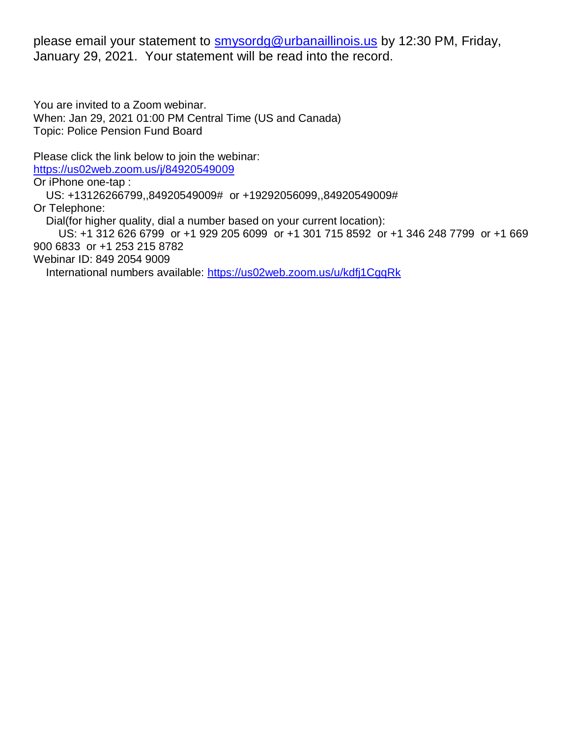please email your statement to smysordg@urbanaillinois.us by 12:30 PM, Friday, January 29, 2021. Your statement will be read into the record.

You are invited to a Zoom webinar.
When: Jan 29, 2021 01:00 PM Central Time (US and Canada)
Topic: Police Pension Fund Board

Please click the link below to join the webinar:
https://us02web.zoom.us/j/84920549009
Or iPhone one-tap :
US: +13126266799,,84920549009# or +19292056099,,84920549009#
Or Telephone:
Dial(for higher quality, dial a number based on your current location):
US: +1 312 626 6799 or +1 929 205 6099 or +1 301 715 8592 or +1 346 248 7799 or +1 669 900 6833 or +1 253 215 8782
Webinar ID: 849 2054 9009
International numbers available: https://us02web.zoom.us/u/kdfj1CgqRk